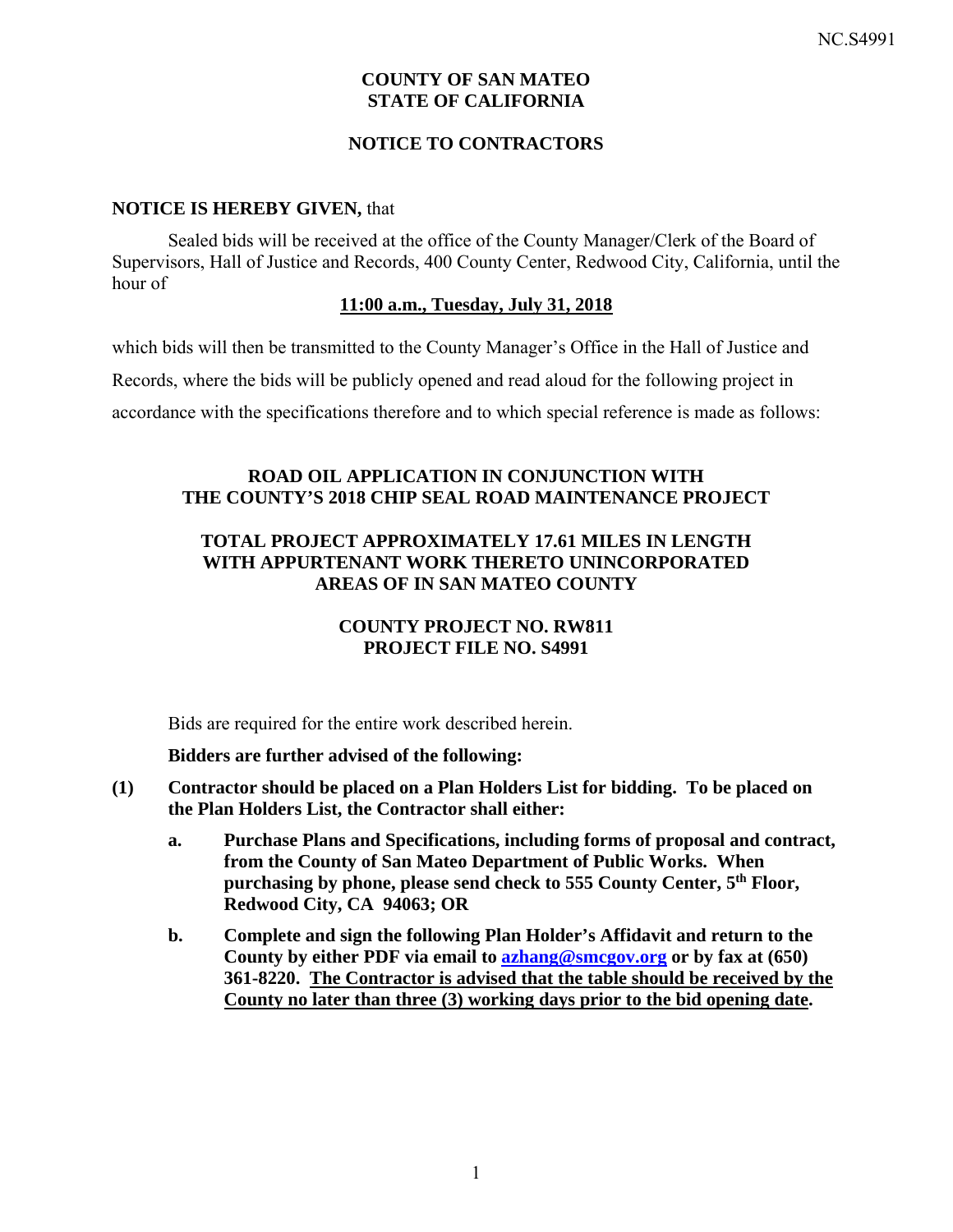**COUNTY OF SAN MATEO**
**STATE OF CALIFORNIA**

**NOTICE TO CONTRACTORS**

**NOTICE IS HEREBY GIVEN,** that

Sealed bids will be received at the office of the County Manager/Clerk of the Board of Supervisors, Hall of Justice and Records, 400 County Center, Redwood City, California, until the hour of

**11:00 a.m., Tuesday, July 31, 2018**

which bids will then be transmitted to the County Manager's Office in the Hall of Justice and Records, where the bids will be publicly opened and read aloud for the following project in accordance with the specifications therefore and to which special reference is made as follows:

**ROAD OIL APPLICATION IN CONJUNCTION WITH THE COUNTY'S 2018 CHIP SEAL ROAD MAINTENANCE PROJECT**

**TOTAL PROJECT APPROXIMATELY 17.61 MILES IN LENGTH WITH APPURTENANT WORK THERETO UNINCORPORATED AREAS OF IN SAN MATEO COUNTY**

**COUNTY PROJECT NO. RW811**
**PROJECT FILE NO. S4991**

Bids are required for the entire work described herein.

**Bidders are further advised of the following:**

**(1) Contractor should be placed on a Plan Holders List for bidding. To be placed on the Plan Holders List, the Contractor shall either:**

**a. Purchase Plans and Specifications, including forms of proposal and contract, from the County of San Mateo Department of Public Works. When purchasing by phone, please send check to 555 County Center, 5th Floor, Redwood City, CA 94063; OR**

**b. Complete and sign the following Plan Holder's Affidavit and return to the County by either PDF via email to azhang@smcgov.org or by fax at (650) 361-8220. The Contractor is advised that the table should be received by the County no later than three (3) working days prior to the bid opening date.**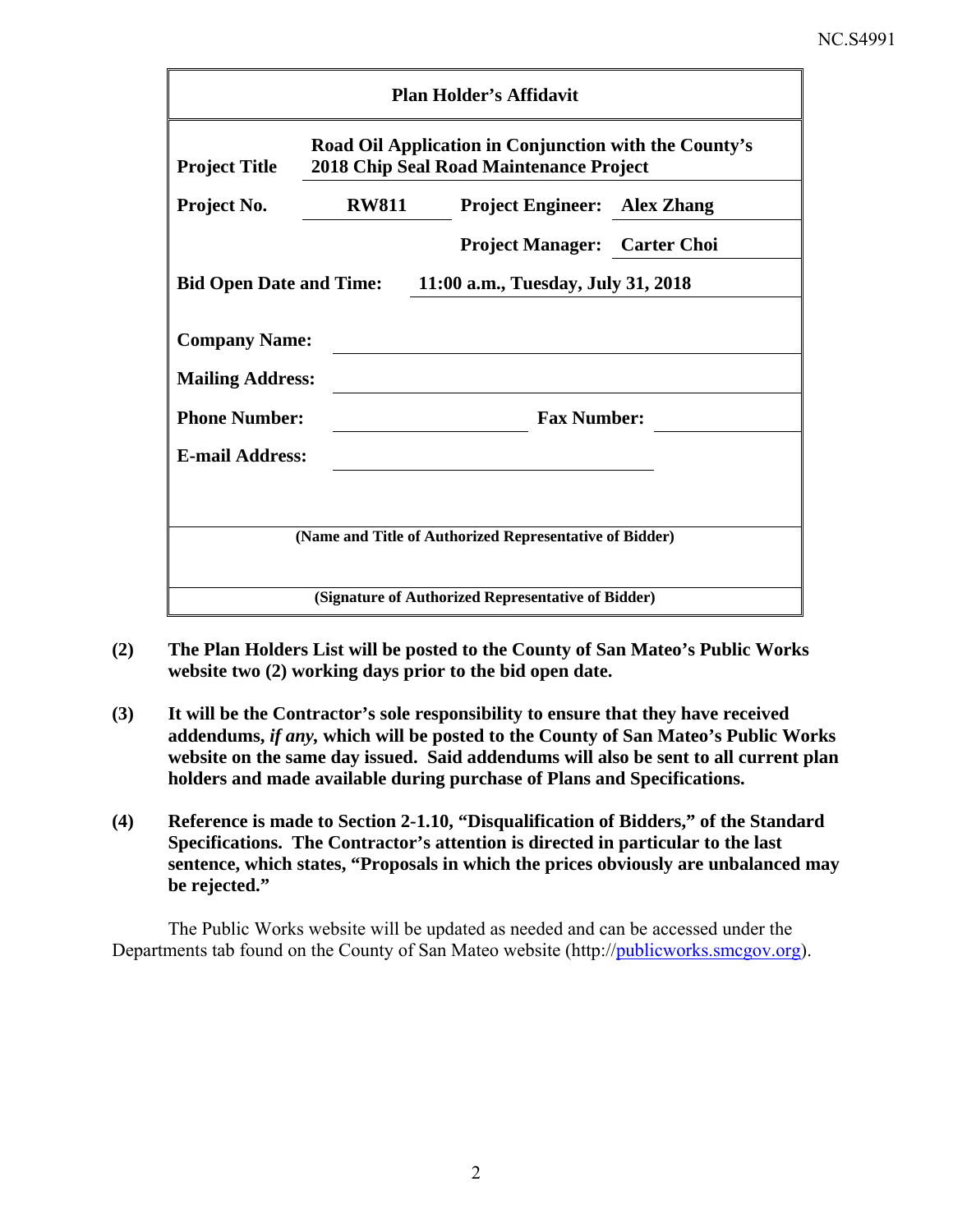| **Plan Holder's Affidavit** | | | |
|---|---|---|---|
| **Project Title** | **Road Oil Application in Conjunction with the County's 2018 Chip Seal Road Maintenance Project** | | |
| **Project No.** | **RW811** | **Project Engineer:** | **Alex Zhang** |
| | | **Project Manager:** | **Carter Choi** |
| **Bid Open Date and Time:** | **11:00 a.m., Tuesday, July 31, 2018** | | |
| **Company Name:** | | | |
| **Mailing Address:** | | | |
| **Phone Number:** | | **Fax Number:** | |
| **E-mail Address:** | | | |
| **(Name and Title of Authorized Representative of Bidder)** | | | |
| **(Signature of Authorized Representative of Bidder)** | | | |

**(2)** **The Plan Holders List will be posted to the County of San Mateo's Public Works website two (2) working days prior to the bid open date.**

**(3)** **It will be the Contractor's sole responsibility to ensure that they have received addendums, *if any*, which will be posted to the County of San Mateo's Public Works website on the same day issued. Said addendums will also be sent to all current plan holders and made available during purchase of Plans and Specifications.**

**(4)** **Reference is made to Section 2-1.10, "Disqualification of Bidders," of the Standard Specifications. The Contractor's attention is directed in particular to the last sentence, which states, "Proposals in which the prices obviously are unbalanced may be rejected."**

The Public Works website will be updated as needed and can be accessed under the Departments tab found on the County of San Mateo website (http://publicworks.smcgov.org).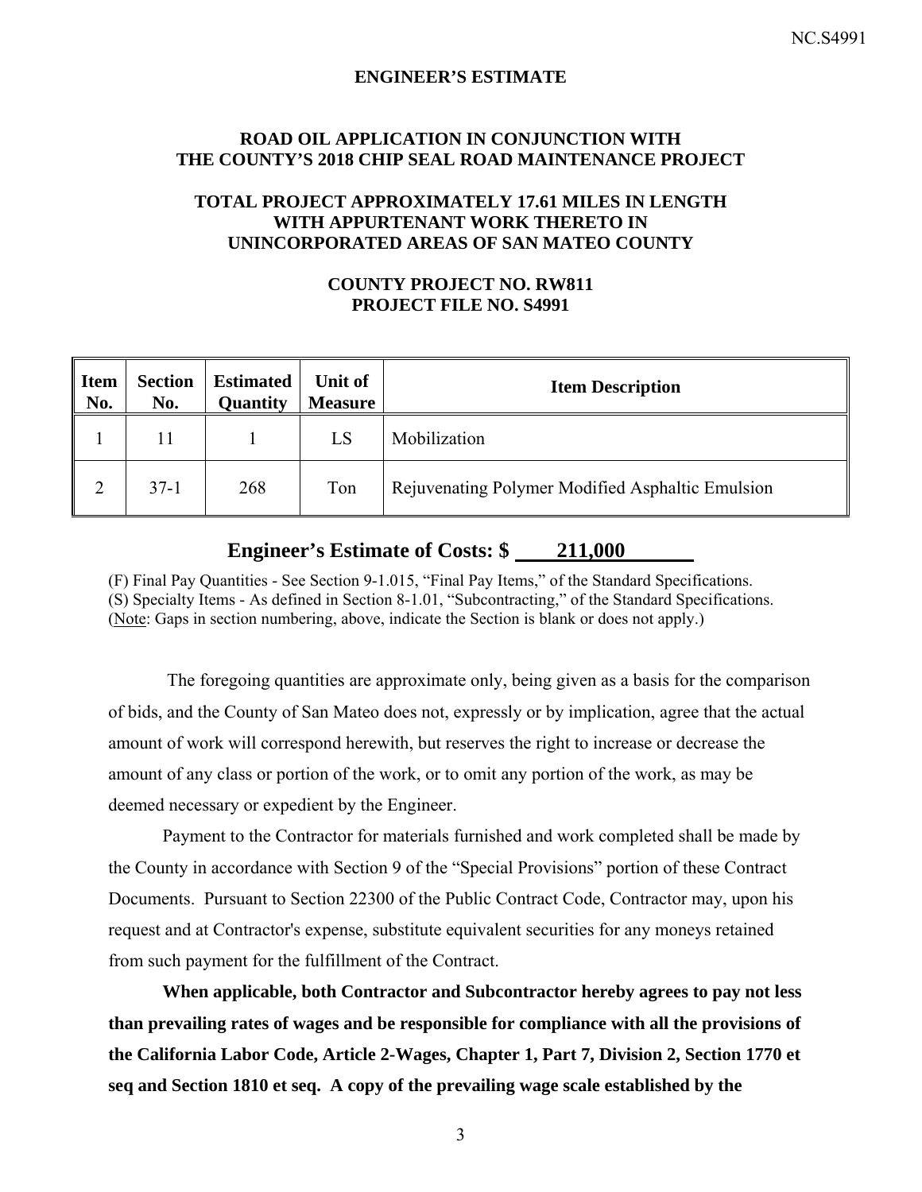## ENGINEER'S ESTIMATE

### ROAD OIL APPLICATION IN CONJUNCTION WITH THE COUNTY'S 2018 CHIP SEAL ROAD MAINTENANCE PROJECT

### TOTAL PROJECT APPROXIMATELY 17.61 MILES IN LENGTH WITH APPURTENANT WORK THERETO IN UNINCORPORATED AREAS OF SAN MATEO COUNTY

### COUNTY PROJECT NO. RW811
### PROJECT FILE NO. S4991

| Item No. | Section No. | Estimated Quantity | Unit of Measure | Item Description |
|---|---|---|---|---|
| 1 | 11 | 1 | LS | Mobilization |
| 2 | 37-1 | 268 | Ton | Rejuvenating Polymer Modified Asphaltic Emulsion |

## Engineer's Estimate of Costs: $ 211,000

(F) Final Pay Quantities - See Section 9-1.015, "Final Pay Items," of the Standard Specifications.
(S) Specialty Items - As defined in Section 8-1.01, "Subcontracting," of the Standard Specifications.
(Note: Gaps in section numbering, above, indicate the Section is blank or does not apply.)

The foregoing quantities are approximate only, being given as a basis for the comparison of bids, and the County of San Mateo does not, expressly or by implication, agree that the actual amount of work will correspond herewith, but reserves the right to increase or decrease the amount of any class or portion of the work, or to omit any portion of the work, as may be deemed necessary or expedient by the Engineer.

Payment to the Contractor for materials furnished and work completed shall be made by the County in accordance with Section 9 of the "Special Provisions" portion of these Contract Documents. Pursuant to Section 22300 of the Public Contract Code, Contractor may, upon his request and at Contractor's expense, substitute equivalent securities for any moneys retained from such payment for the fulfillment of the Contract.

**When applicable, both Contractor and Subcontractor hereby agrees to pay not less than prevailing rates of wages and be responsible for compliance with all the provisions of the California Labor Code, Article 2-Wages, Chapter 1, Part 7, Division 2, Section 1770 et seq and Section 1810 et seq. A copy of the prevailing wage scale established by the**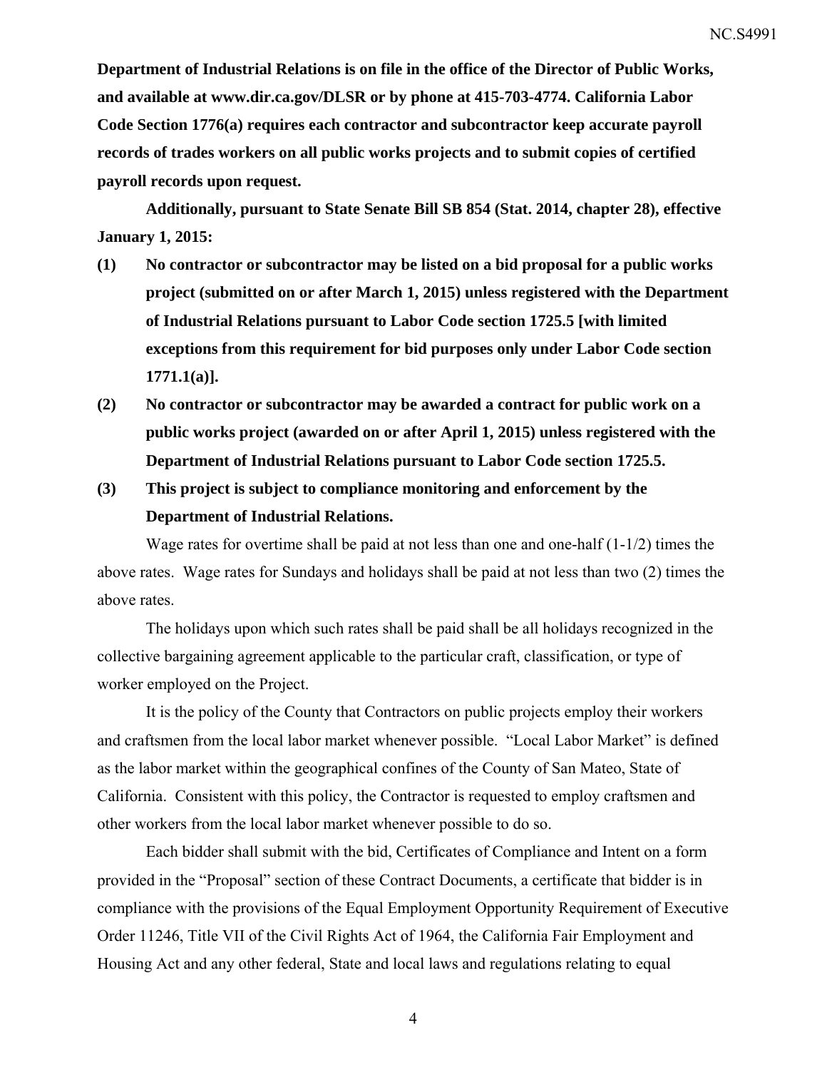**Department of Industrial Relations is on file in the office of the Director of Public Works, and available at www.dir.ca.gov/DLSR or by phone at 415-703-4774. California Labor Code Section 1776(a) requires each contractor and subcontractor keep accurate payroll records of trades workers on all public works projects and to submit copies of certified payroll records upon request.**

**Additionally, pursuant to State Senate Bill SB 854 (Stat. 2014, chapter 28), effective January 1, 2015:**

**(1) No contractor or subcontractor may be listed on a bid proposal for a public works project (submitted on or after March 1, 2015) unless registered with the Department of Industrial Relations pursuant to Labor Code section 1725.5 [with limited exceptions from this requirement for bid purposes only under Labor Code section 1771.1(a)].**

**(2) No contractor or subcontractor may be awarded a contract for public work on a public works project (awarded on or after April 1, 2015) unless registered with the Department of Industrial Relations pursuant to Labor Code section 1725.5.**

**(3) This project is subject to compliance monitoring and enforcement by the Department of Industrial Relations.**

Wage rates for overtime shall be paid at not less than one and one-half (1-1/2) times the above rates. Wage rates for Sundays and holidays shall be paid at not less than two (2) times the above rates.

The holidays upon which such rates shall be paid shall be all holidays recognized in the collective bargaining agreement applicable to the particular craft, classification, or type of worker employed on the Project.

It is the policy of the County that Contractors on public projects employ their workers and craftsmen from the local labor market whenever possible. "Local Labor Market" is defined as the labor market within the geographical confines of the County of San Mateo, State of California. Consistent with this policy, the Contractor is requested to employ craftsmen and other workers from the local labor market whenever possible to do so.

Each bidder shall submit with the bid, Certificates of Compliance and Intent on a form provided in the "Proposal" section of these Contract Documents, a certificate that bidder is in compliance with the provisions of the Equal Employment Opportunity Requirement of Executive Order 11246, Title VII of the Civil Rights Act of 1964, the California Fair Employment and Housing Act and any other federal, State and local laws and regulations relating to equal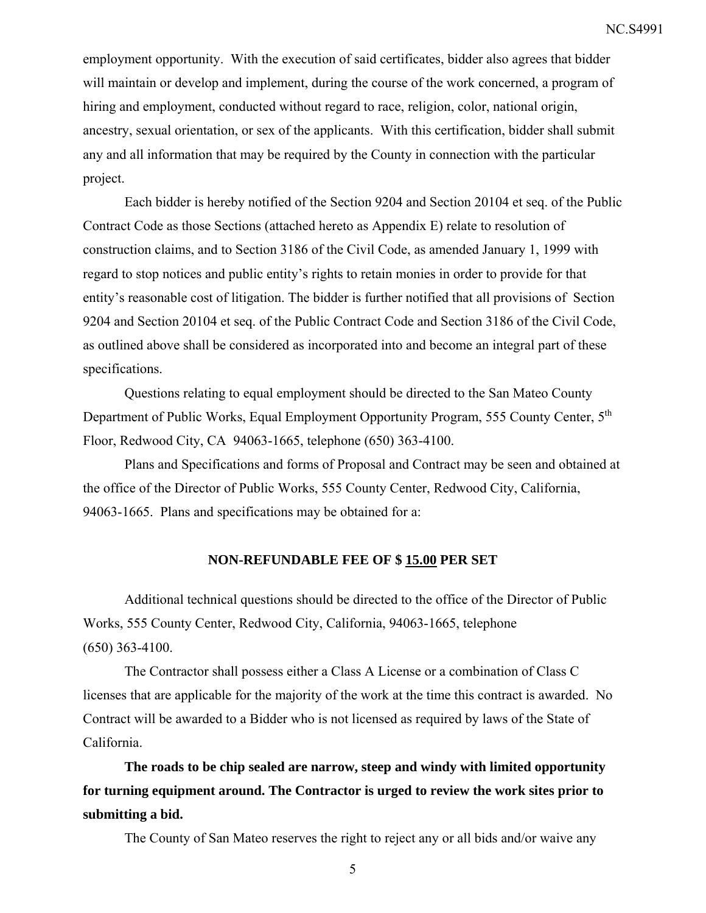employment opportunity. With the execution of said certificates, bidder also agrees that bidder will maintain or develop and implement, during the course of the work concerned, a program of hiring and employment, conducted without regard to race, religion, color, national origin, ancestry, sexual orientation, or sex of the applicants. With this certification, bidder shall submit any and all information that may be required by the County in connection with the particular project.

Each bidder is hereby notified of the Section 9204 and Section 20104 et seq. of the Public Contract Code as those Sections (attached hereto as Appendix E) relate to resolution of construction claims, and to Section 3186 of the Civil Code, as amended January 1, 1999 with regard to stop notices and public entity's rights to retain monies in order to provide for that entity's reasonable cost of litigation. The bidder is further notified that all provisions of Section 9204 and Section 20104 et seq. of the Public Contract Code and Section 3186 of the Civil Code, as outlined above shall be considered as incorporated into and become an integral part of these specifications.

Questions relating to equal employment should be directed to the San Mateo County Department of Public Works, Equal Employment Opportunity Program, 555 County Center, 5th Floor, Redwood City, CA 94063-1665, telephone (650) 363-4100.

Plans and Specifications and forms of Proposal and Contract may be seen and obtained at the office of the Director of Public Works, 555 County Center, Redwood City, California, 94063-1665. Plans and specifications may be obtained for a:

**NON-REFUNDABLE FEE OF $ 15.00 PER SET**

Additional technical questions should be directed to the office of the Director of Public Works, 555 County Center, Redwood City, California, 94063-1665, telephone (650) 363-4100.

The Contractor shall possess either a Class A License or a combination of Class C licenses that are applicable for the majority of the work at the time this contract is awarded. No Contract will be awarded to a Bidder who is not licensed as required by laws of the State of California.

**The roads to be chip sealed are narrow, steep and windy with limited opportunity for turning equipment around. The Contractor is urged to review the work sites prior to submitting a bid.**

The County of San Mateo reserves the right to reject any or all bids and/or waive any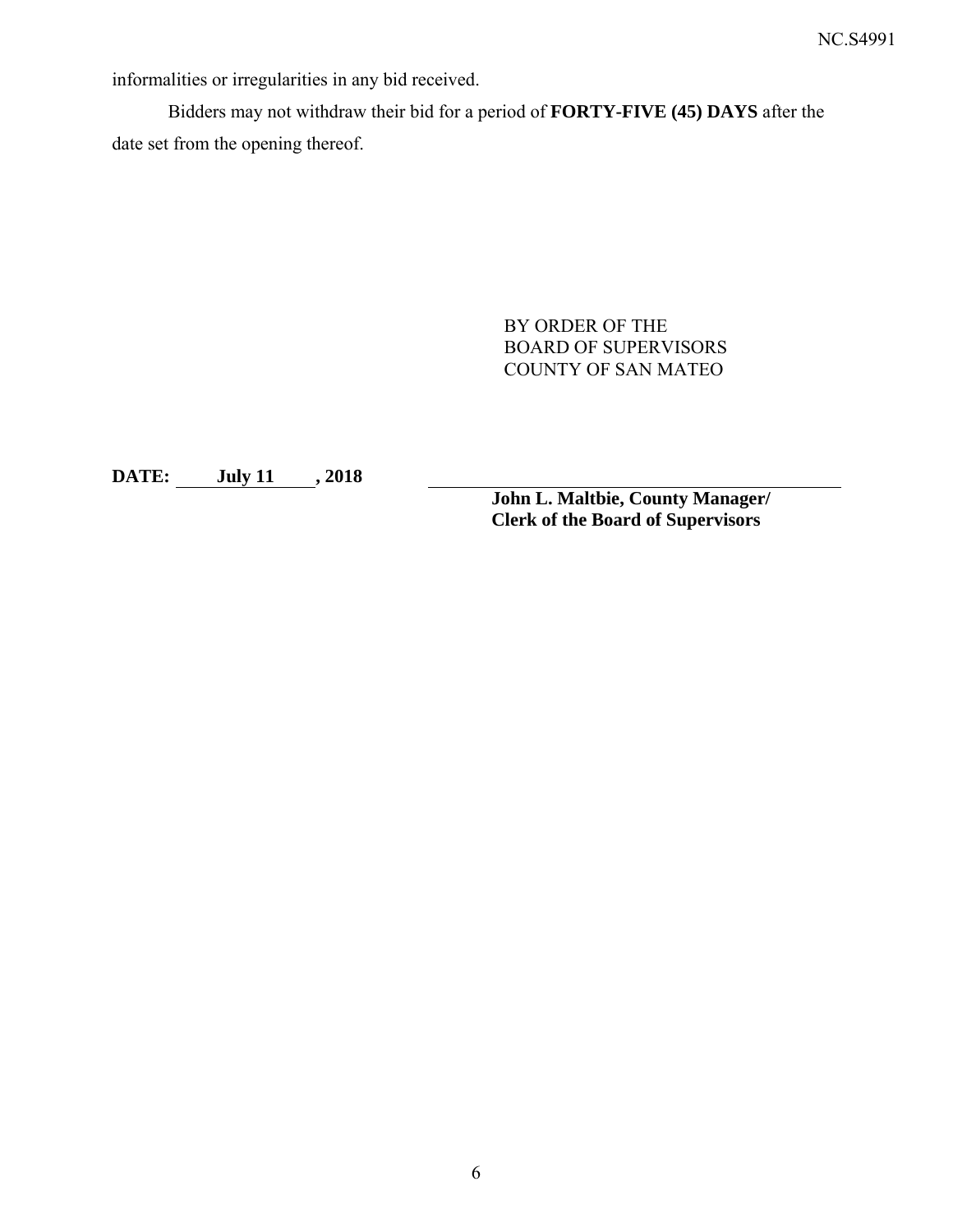informalities or irregularities in any bid received.

Bidders may not withdraw their bid for a period of **FORTY-FIVE (45) DAYS** after the date set from the opening thereof.

BY ORDER OF THE
BOARD OF SUPERVISORS
COUNTY OF SAN MATEO

**DATE: July 11 , 2018**

**John L. Maltbie, County Manager/**
**Clerk of the Board of Supervisors**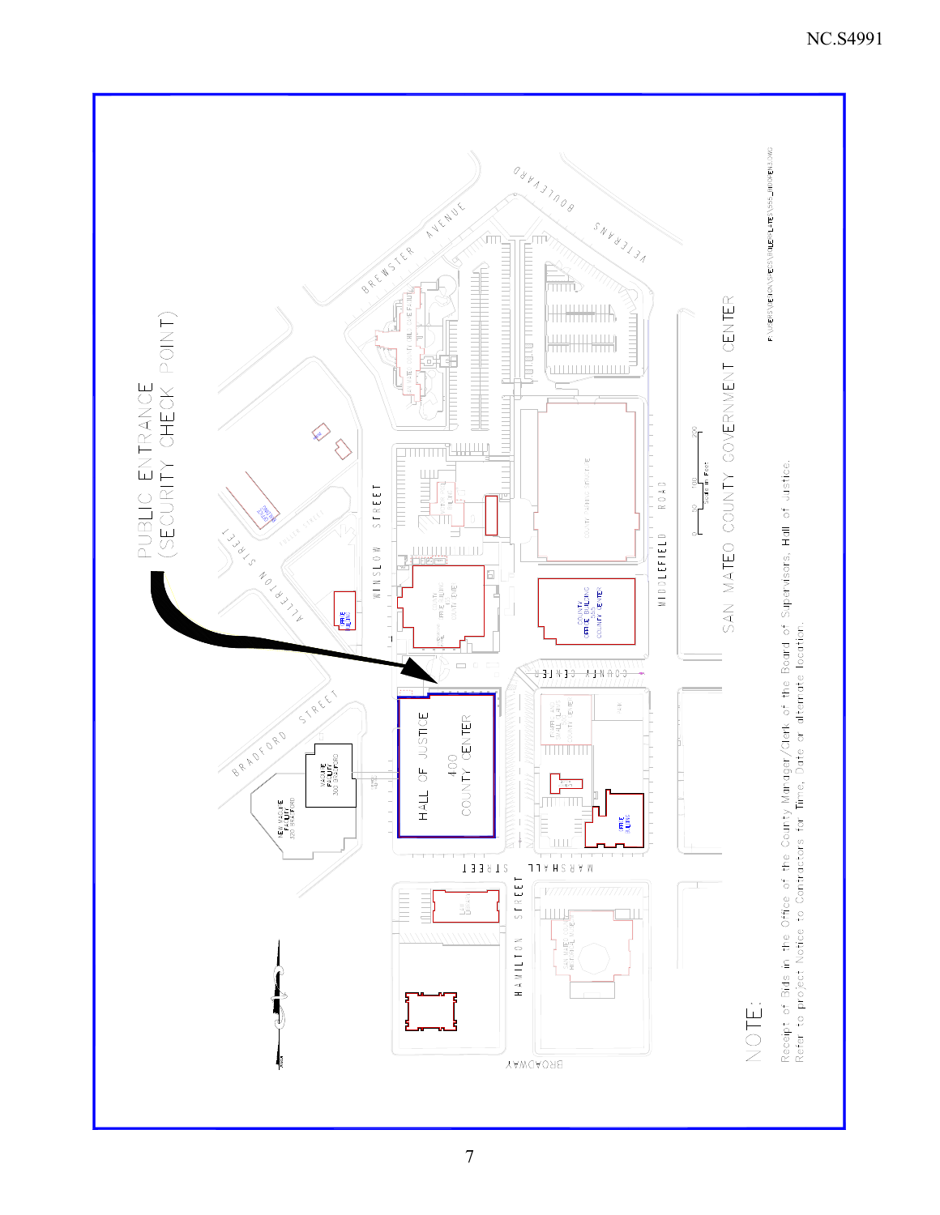PUBLIC ENTRANCE
(SECURITY CHECK POINT)

HALL OF JUSTICE
400
COUNTY CENTER

SAN MATEO COUNTY GOVERNMENT CENTER

BREWSTER AVENUE

VETERANS BOULEVARD

WINSLOW STREET

MIDDLEFIELD ROAD

ALLERTON STREET

BRADFORD STREET

COUNTY CENTER

MARSHALL STREET

HAMILTON STREET

BROADWAY

COUNTY OFFICE BUILDING 555 COUNTY CENTER

MAGUIRE FACILITY 300 BRADFORD

NEW MAGUIRE FACILITY 320 BRADFORD

0 50 100 200
Scale in Feet

NOTE:

Receipt of Bids in the Office of the County Manager/Clerk of the Board of Supervisors, Hall of Justice.
Refer to project Notice to Contractors for Time, Date or alternate location.